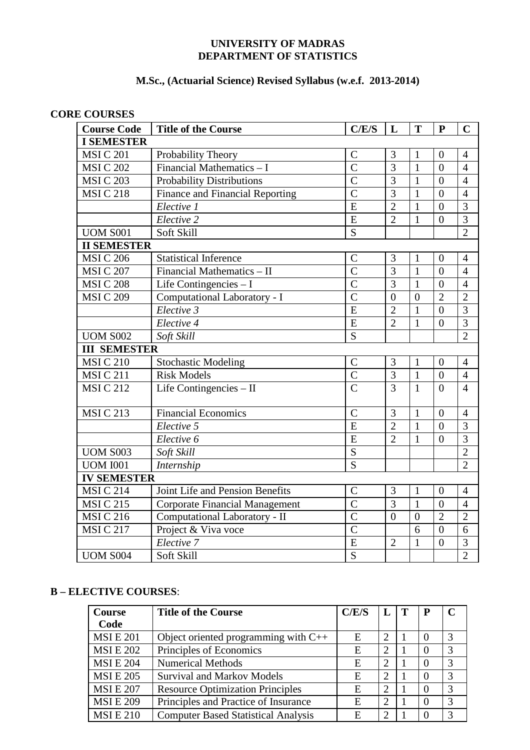**UNIVERSITY OF MADRAS**
**DEPARTMENT OF STATISTICS**

**M.Sc., (Actuarial Science) Revised Syllabus (w.e.f. 2013-2014)**

**CORE COURSES**

| Course Code | Title of the Course | C/E/S | L | T | P | C |
|---|---|---|---|---|---|---|
| **I SEMESTER** | | | | | | |
| MSI C 201 | Probability Theory | C | 3 | 1 | 0 | 4 |
| MSI C 202 | Financial Mathematics – I | C | 3 | 1 | 0 | 4 |
| MSI C 203 | Probability Distributions | C | 3 | 1 | 0 | 4 |
| MSI C 218 | Finance and Financial Reporting | C | 3 | 1 | 0 | 4 |
| | *Elective 1* | E | 2 | 1 | 0 | 3 |
| | *Elective 2* | E | 2 | 1 | 0 | 3 |
| UOM S001 | Soft Skill | S | | | | 2 |
| **II SEMESTER** | | | | | | |
| MSI C 206 | Statistical Inference | C | 3 | 1 | 0 | 4 |
| MSI C 207 | Financial Mathematics – II | C | 3 | 1 | 0 | 4 |
| MSI C 208 | Life Contingencies – I | C | 3 | 1 | 0 | 4 |
| MSI C 209 | Computational Laboratory - I | C | 0 | 0 | 2 | 2 |
| | *Elective 3* | E | 2 | 1 | 0 | 3 |
| | *Elective 4* | E | 2 | 1 | 0 | 3 |
| UOM S002 | *Soft Skill* | S | | | | 2 |
| **III SEMESTER** | | | | | | |
| MSI C 210 | Stochastic Modeling | C | 3 | 1 | 0 | 4 |
| MSI C 211 | Risk Models | C | 3 | 1 | 0 | 4 |
| MSI C 212 | Life Contingencies – II | C | 3 | 1 | 0 | 4 |
| MSI C 213 | Financial Economics | C | 3 | 1 | 0 | 4 |
| | *Elective 5* | E | 2 | 1 | 0 | 3 |
| | *Elective 6* | E | 2 | 1 | 0 | 3 |
| UOM S003 | *Soft Skill* | S | | | | 2 |
| UOM I001 | *Internship* | S | | | | 2 |
| **IV SEMESTER** | | | | | | |
| MSI C 214 | Joint Life and Pension Benefits | C | 3 | 1 | 0 | 4 |
| MSI C 215 | Corporate Financial Management | C | 3 | 1 | 0 | 4 |
| MSI C 216 | Computational Laboratory - II | C | 0 | 0 | 2 | 2 |
| MSI C 217 | Project & Viva voce | C | | 6 | 0 | 6 |
| | *Elective 7* | E | 2 | 1 | 0 | 3 |
| UOM S004 | Soft Skill | S | | | | 2 |

**B – ELECTIVE COURSES**:

| Course Code | Title of the Course | C/E/S | L | T | P | C |
|---|---|---|---|---|---|---|
| MSI E 201 | Object oriented programming with C++ | E | 2 | 1 | 0 | 3 |
| MSI E 202 | Principles of Economics | E | 2 | 1 | 0 | 3 |
| MSI E 204 | Numerical Methods | E | 2 | 1 | 0 | 3 |
| MSI E 205 | Survival and Markov Models | E | 2 | 1 | 0 | 3 |
| MSI E 207 | Resource Optimization Principles | E | 2 | 1 | 0 | 3 |
| MSI E 209 | Principles and Practice of Insurance | E | 2 | 1 | 0 | 3 |
| MSI E 210 | Computer Based Statistical Analysis | E | 2 | 1 | 0 | 3 |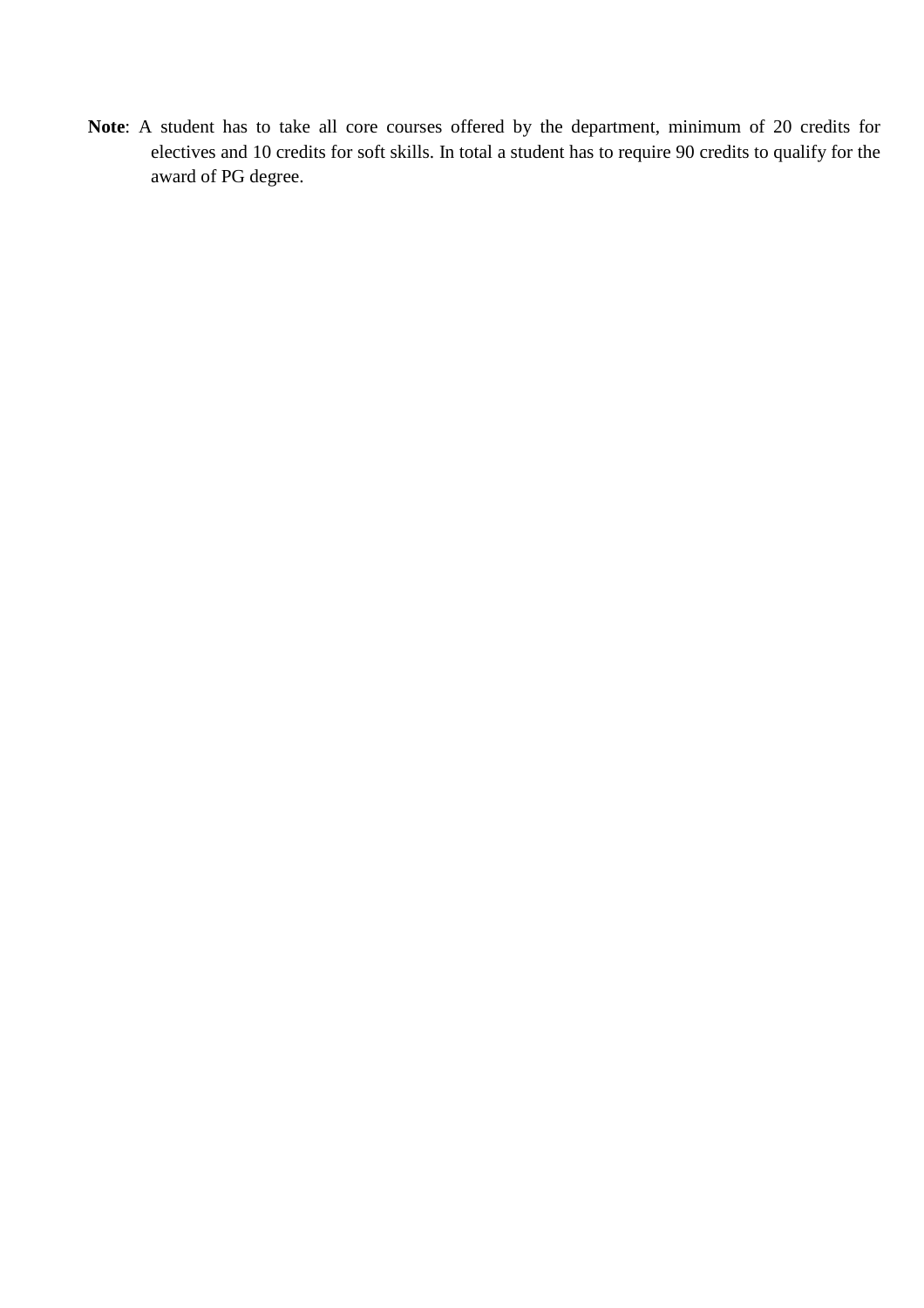**Note**: A student has to take all core courses offered by the department, minimum of 20 credits for electives and 10 credits for soft skills. In total a student has to require 90 credits to qualify for the award of PG degree.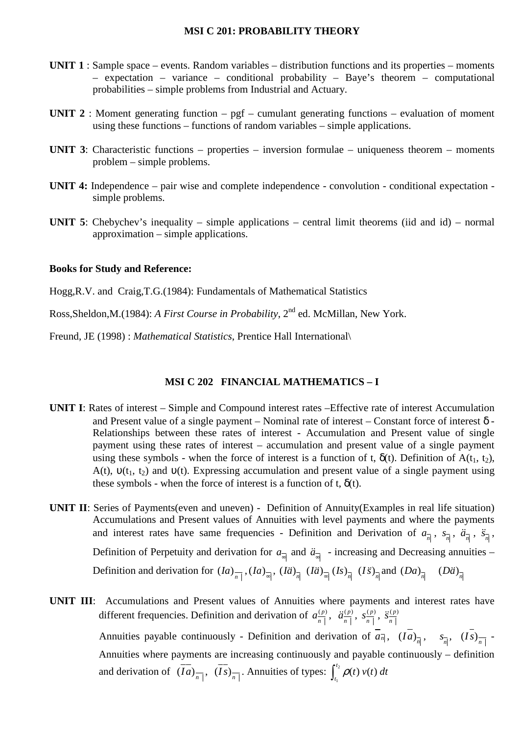## MSI C 201: PROBABILITY THEORY

**UNIT 1** : Sample space – events. Random variables – distribution functions and its properties – moments – expectation – variance – conditional probability – Baye's theorem – computational probabilities – simple problems from Industrial and Actuary.

**UNIT 2** : Moment generating function – pgf – cumulant generating functions – evaluation of moment using these functions – functions of random variables – simple applications.

**UNIT 3**: Characteristic functions – properties – inversion formulae – uniqueness theorem – moments problem – simple problems.

**UNIT 4:** Independence – pair wise and complete independence - convolution - conditional expectation - simple problems.

**UNIT 5**: Chebychev's inequality – simple applications – central limit theorems (iid and id) – normal approximation – simple applications.

**Books for Study and Reference:**

Hogg,R.V. and Craig,T.G.(1984): Fundamentals of Mathematical Statistics

Ross,Sheldon,M.(1984): *A First Course in Probability*, 2nd ed. McMillan, New York.

Freund, JE (1998) : *Mathematical Statistics*, Prentice Hall International\

## MSI C 202 FINANCIAL MATHEMATICS – I

**UNIT I**: Rates of interest – Simple and Compound interest rates –Effective rate of interest Accumulation and Present value of a single payment – Nominal rate of interest – Constant force of interest $\delta$ - Relationships between these rates of interest - Accumulation and Present value of single payment using these rates of interest – accumulation and present value of a single payment using these symbols - when the force of interest is a function of t, $\delta(t)$. Definition of $A(t_1, t_2)$, $A(t)$, $\upsilon(t_1, t_2)$ and $\upsilon(t)$. Expressing accumulation and present value of a single payment using these symbols - when the force of interest is a function of t, $\delta(t)$.

**UNIT II**: Series of Payments(even and uneven) - Definition of Annuity(Examples in real life situation) Accumulations and Present values of Annuities with level payments and where the payments and interest rates have same frequencies - Definition and Derivation of $a_{\overline{n|}}$, $s_{\overline{n|}}$, $\ddot{a}_{\overline{n|}}$, $\ddot{s}_{\overline{n|}}$, Definition of Perpetuity and derivation for $a_{\overline{\infty|}}$ and $\ddot{a}_{\overline{\infty|}}$ - increasing and Decreasing annuities – Definition and derivation for $(Ia)_{\overline{n|}}$, $(Ia)_{\overline{\infty|}}$, $(I\ddot{a})_{\overline{n|}}$ $(I\ddot{a})_{\overline{\infty|}}$ $(Is)_{\overline{n|}}$ $(I\ddot{s})_{\overline{n|}}$ and $(Da)_{\overline{n|}}$ $(D\ddot{a})_{\overline{n|}}$

**UNIT III**: Accumulations and Present values of Annuities where payments and interest rates have different frequencies. Definition and derivation of $a^{(p)}_{\overline{n|}}$, $\ddot{a}^{(p)}_{\overline{n|}}$, $s^{(p)}_{\overline{n|}}$, $\ddot{s}^{(p)}_{\overline{n|}}$

Annuities payable continuously - Definition and derivation of $\bar{a}_{\overline{n|}}$, $(I\bar{a})_{\overline{n|}}$, $\bar{s}_{\overline{n|}}$, $(I\bar{s})_{\overline{n|}}$ - Annuities where payments are increasing continuously and payable continuously – definition and derivation of $(\bar{I}\bar{a})_{\overline{n|}}$, $(\bar{I}\bar{s})_{\overline{n|}}$. Annuities of types: $\int_{t_1}^{t_2} \rho(t)\, v(t)\, dt$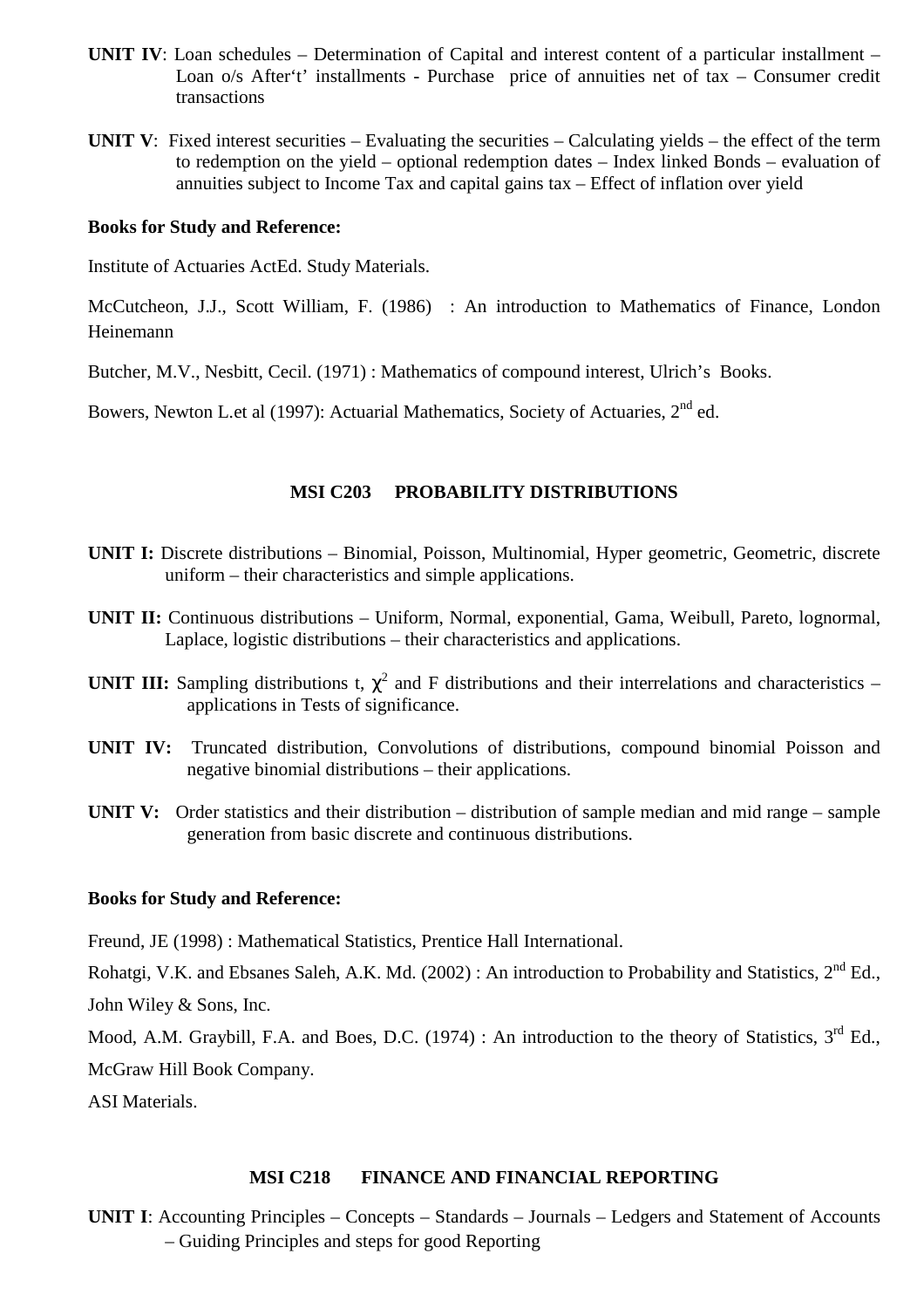**UNIT IV**: Loan schedules – Determination of Capital and interest content of a particular installment – Loan o/s After't' installments - Purchase price of annuities net of tax – Consumer credit transactions

**UNIT V**: Fixed interest securities – Evaluating the securities – Calculating yields – the effect of the term to redemption on the yield – optional redemption dates – Index linked Bonds – evaluation of annuities subject to Income Tax and capital gains tax – Effect of inflation over yield

**Books for Study and Reference:**

Institute of Actuaries ActEd. Study Materials.

McCutcheon, J.J., Scott William, F. (1986) : An introduction to Mathematics of Finance, London Heinemann

Butcher, M.V., Nesbitt, Cecil. (1971) : Mathematics of compound interest, Ulrich's Books.

Bowers, Newton L.et al (1997): Actuarial Mathematics, Society of Actuaries, 2nd ed.

## MSI C203 PROBABILITY DISTRIBUTIONS

**UNIT I:** Discrete distributions – Binomial, Poisson, Multinomial, Hyper geometric, Geometric, discrete uniform – their characteristics and simple applications.

**UNIT II:** Continuous distributions – Uniform, Normal, exponential, Gama, Weibull, Pareto, lognormal, Laplace, logistic distributions – their characteristics and applications.

**UNIT III:** Sampling distributions t, $\chi^2$ and F distributions and their interrelations and characteristics – applications in Tests of significance.

**UNIT IV:** Truncated distribution, Convolutions of distributions, compound binomial Poisson and negative binomial distributions – their applications.

**UNIT V:** Order statistics and their distribution – distribution of sample median and mid range – sample generation from basic discrete and continuous distributions.

**Books for Study and Reference:**

Freund, JE (1998) : Mathematical Statistics, Prentice Hall International.

Rohatgi, V.K. and Ebsanes Saleh, A.K. Md. (2002) : An introduction to Probability and Statistics, 2nd Ed., John Wiley & Sons, Inc.

Mood, A.M. Graybill, F.A. and Boes, D.C. (1974) : An introduction to the theory of Statistics, 3rd Ed., McGraw Hill Book Company.

ASI Materials.

## MSI C218 FINANCE AND FINANCIAL REPORTING

**UNIT I**: Accounting Principles – Concepts – Standards – Journals – Ledgers and Statement of Accounts – Guiding Principles and steps for good Reporting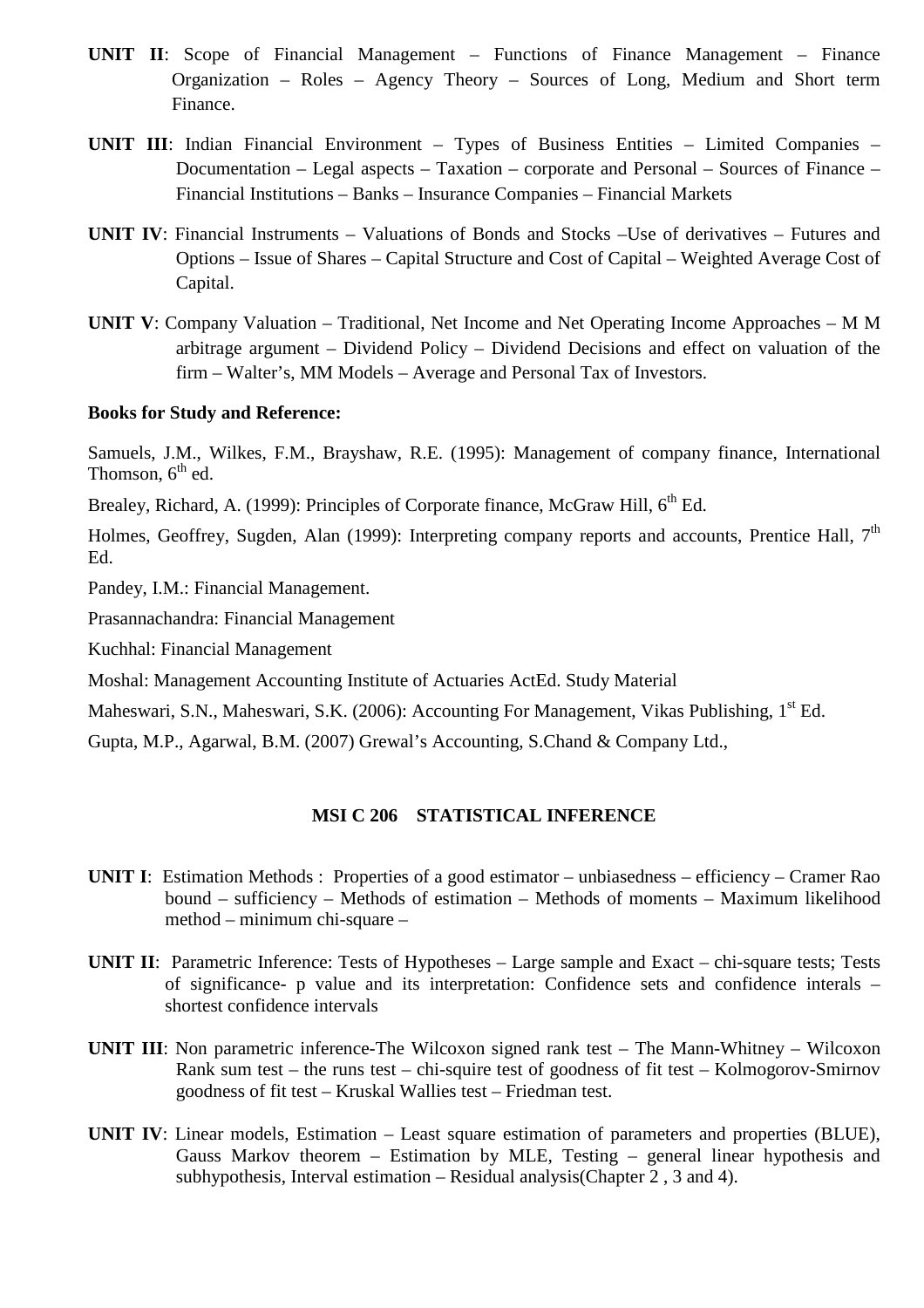**UNIT II**: Scope of Financial Management – Functions of Finance Management – Finance Organization – Roles – Agency Theory – Sources of Long, Medium and Short term Finance.

**UNIT III**: Indian Financial Environment – Types of Business Entities – Limited Companies – Documentation – Legal aspects – Taxation – corporate and Personal – Sources of Finance – Financial Institutions – Banks – Insurance Companies – Financial Markets

**UNIT IV**: Financial Instruments – Valuations of Bonds and Stocks –Use of derivatives – Futures and Options – Issue of Shares – Capital Structure and Cost of Capital – Weighted Average Cost of Capital.

**UNIT V**: Company Valuation – Traditional, Net Income and Net Operating Income Approaches – M M arbitrage argument – Dividend Policy – Dividend Decisions and effect on valuation of the firm – Walter's, MM Models – Average and Personal Tax of Investors.

**Books for Study and Reference:**

Samuels, J.M., Wilkes, F.M., Brayshaw, R.E. (1995): Management of company finance, International Thomson, 6th ed.

Brealey, Richard, A. (1999): Principles of Corporate finance, McGraw Hill, 6th Ed.

Holmes, Geoffrey, Sugden, Alan (1999): Interpreting company reports and accounts, Prentice Hall, 7th Ed.

Pandey, I.M.: Financial Management.

Prasannachandra: Financial Management

Kuchhal: Financial Management

Moshal: Management Accounting Institute of Actuaries ActEd. Study Material

Maheswari, S.N., Maheswari, S.K. (2006): Accounting For Management, Vikas Publishing, 1st Ed.

Gupta, M.P., Agarwal, B.M. (2007) Grewal's Accounting, S.Chand & Company Ltd.,

## MSI C 206 STATISTICAL INFERENCE

**UNIT I**: Estimation Methods : Properties of a good estimator – unbiasedness – efficiency – Cramer Rao bound – sufficiency – Methods of estimation – Methods of moments – Maximum likelihood method – minimum chi-square –

**UNIT II**: Parametric Inference: Tests of Hypotheses – Large sample and Exact – chi-square tests; Tests of significance- p value and its interpretation: Confidence sets and confidence interals – shortest confidence intervals

**UNIT III**: Non parametric inference-The Wilcoxon signed rank test – The Mann-Whitney – Wilcoxon Rank sum test – the runs test – chi-squire test of goodness of fit test – Kolmogorov-Smirnov goodness of fit test – Kruskal Wallies test – Friedman test.

**UNIT IV**: Linear models, Estimation – Least square estimation of parameters and properties (BLUE), Gauss Markov theorem – Estimation by MLE, Testing – general linear hypothesis and subhypothesis, Interval estimation – Residual analysis(Chapter 2 , 3 and 4).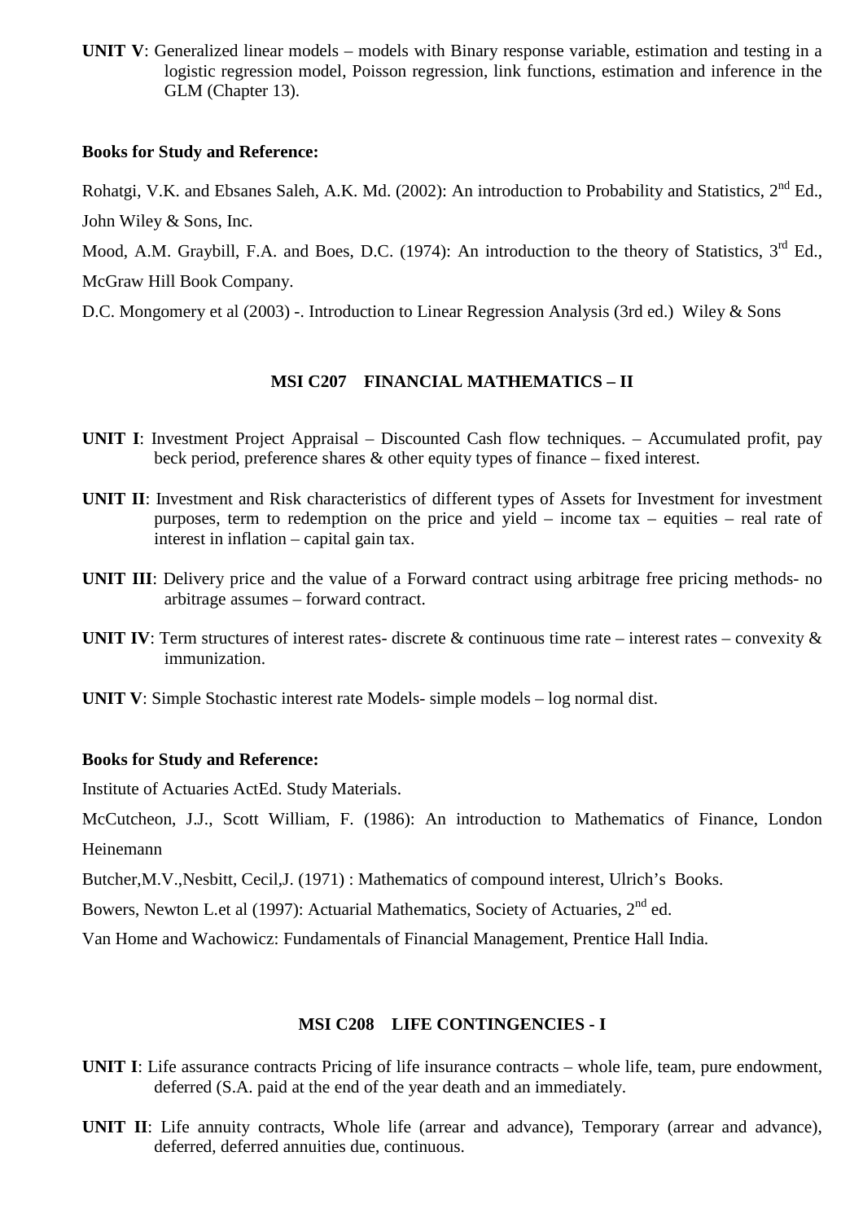**UNIT V**: Generalized linear models – models with Binary response variable, estimation and testing in a logistic regression model, Poisson regression, link functions, estimation and inference in the GLM (Chapter 13).

**Books for Study and Reference:**

Rohatgi, V.K. and Ebsanes Saleh, A.K. Md. (2002): An introduction to Probability and Statistics, 2nd Ed., John Wiley & Sons, Inc.

Mood, A.M. Graybill, F.A. and Boes, D.C. (1974): An introduction to the theory of Statistics, 3rd Ed., McGraw Hill Book Company.

D.C. Mongomery et al (2003) -. Introduction to Linear Regression Analysis (3rd ed.) Wiley & Sons

## MSI C207 FINANCIAL MATHEMATICS – II

**UNIT I**: Investment Project Appraisal – Discounted Cash flow techniques. – Accumulated profit, pay beck period, preference shares & other equity types of finance – fixed interest.

**UNIT II**: Investment and Risk characteristics of different types of Assets for Investment for investment purposes, term to redemption on the price and yield – income tax – equities – real rate of interest in inflation – capital gain tax.

**UNIT III**: Delivery price and the value of a Forward contract using arbitrage free pricing methods- no arbitrage assumes – forward contract.

**UNIT IV**: Term structures of interest rates- discrete & continuous time rate – interest rates – convexity & immunization.

**UNIT V**: Simple Stochastic interest rate Models- simple models – log normal dist.

**Books for Study and Reference:**

Institute of Actuaries ActEd. Study Materials.

McCutcheon, J.J., Scott William, F. (1986): An introduction to Mathematics of Finance, London Heinemann

Butcher,M.V.,Nesbitt, Cecil,J. (1971) : Mathematics of compound interest, Ulrich's Books.

Bowers, Newton L.et al (1997): Actuarial Mathematics, Society of Actuaries, 2nd ed.

Van Home and Wachowicz: Fundamentals of Financial Management, Prentice Hall India.

## MSI C208 LIFE CONTINGENCIES - I

**UNIT I**: Life assurance contracts Pricing of life insurance contracts – whole life, team, pure endowment, deferred (S.A. paid at the end of the year death and an immediately.

**UNIT II**: Life annuity contracts, Whole life (arrear and advance), Temporary (arrear and advance), deferred, deferred annuities due, continuous.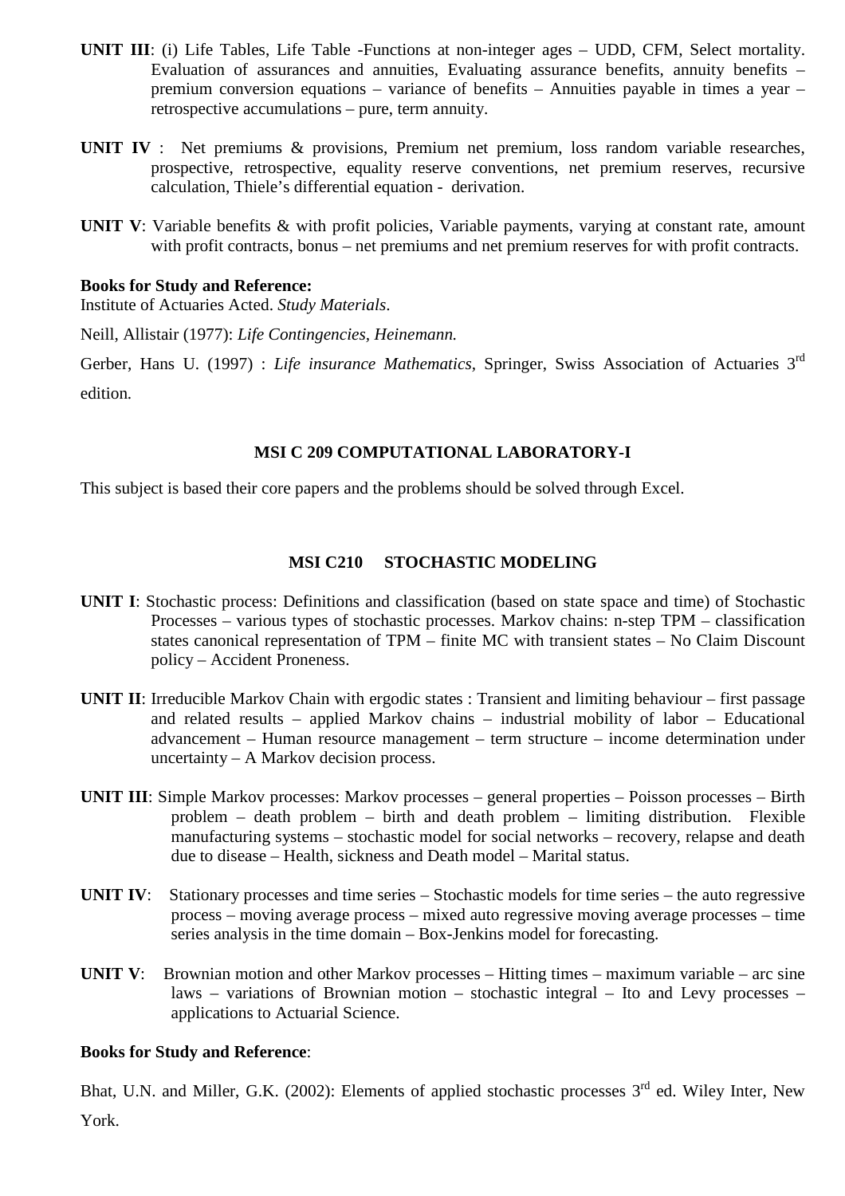**UNIT III**: (i) Life Tables, Life Table -Functions at non-integer ages – UDD, CFM, Select mortality. Evaluation of assurances and annuities, Evaluating assurance benefits, annuity benefits – premium conversion equations – variance of benefits – Annuities payable in times a year – retrospective accumulations – pure, term annuity.

**UNIT IV** : Net premiums & provisions, Premium net premium, loss random variable researches, prospective, retrospective, equality reserve conventions, net premium reserves, recursive calculation, Thiele's differential equation - derivation.

**UNIT V**: Variable benefits & with profit policies, Variable payments, varying at constant rate, amount with profit contracts, bonus – net premiums and net premium reserves for with profit contracts.

**Books for Study and Reference:**

Institute of Actuaries Acted. *Study Materials*.

Neill, Allistair (1977): *Life Contingencies, Heinemann.*

Gerber, Hans U. (1997) : *Life insurance Mathematics,* Springer, Swiss Association of Actuaries 3rd edition.

### MSI C 209 COMPUTATIONAL LABORATORY-I

This subject is based their core papers and the problems should be solved through Excel.

### MSI C210 STOCHASTIC MODELING

**UNIT I**: Stochastic process: Definitions and classification (based on state space and time) of Stochastic Processes – various types of stochastic processes. Markov chains: n-step TPM – classification states canonical representation of TPM – finite MC with transient states – No Claim Discount policy – Accident Proneness.

**UNIT II**: Irreducible Markov Chain with ergodic states : Transient and limiting behaviour – first passage and related results – applied Markov chains – industrial mobility of labor – Educational advancement – Human resource management – term structure – income determination under uncertainty – A Markov decision process.

**UNIT III**: Simple Markov processes: Markov processes – general properties – Poisson processes – Birth problem – death problem – birth and death problem – limiting distribution. Flexible manufacturing systems – stochastic model for social networks – recovery, relapse and death due to disease – Health, sickness and Death model – Marital status.

**UNIT IV**: Stationary processes and time series – Stochastic models for time series – the auto regressive process – moving average process – mixed auto regressive moving average processes – time series analysis in the time domain – Box-Jenkins model for forecasting.

**UNIT V**: Brownian motion and other Markov processes – Hitting times – maximum variable – arc sine laws – variations of Brownian motion – stochastic integral – Ito and Levy processes – applications to Actuarial Science.

**Books for Study and Reference**:

Bhat, U.N. and Miller, G.K. (2002): Elements of applied stochastic processes 3rd ed. Wiley Inter, New York.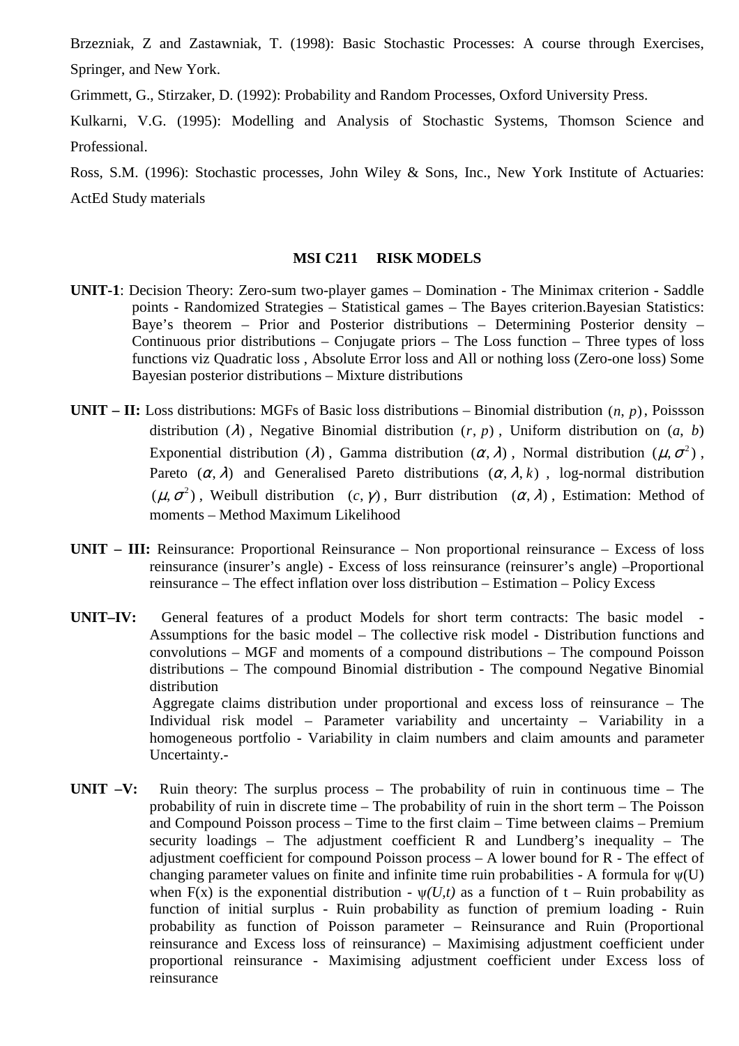Brzezniak, Z and Zastawniak, T. (1998): Basic Stochastic Processes: A course through Exercises, Springer, and New York.

Grimmett, G., Stirzaker, D. (1992): Probability and Random Processes, Oxford University Press.

Kulkarni, V.G. (1995): Modelling and Analysis of Stochastic Systems, Thomson Science and Professional.

Ross, S.M. (1996): Stochastic processes, John Wiley & Sons, Inc., New York Institute of Actuaries: ActEd Study materials

## MSI C211 RISK MODELS

**UNIT-1**: Decision Theory: Zero-sum two-player games – Domination - The Minimax criterion - Saddle points - Randomized Strategies – Statistical games – The Bayes criterion.Bayesian Statistics: Baye's theorem – Prior and Posterior distributions – Determining Posterior density – Continuous prior distributions – Conjugate priors – The Loss function – Three types of loss functions viz Quadratic loss , Absolute Error loss and All or nothing loss (Zero-one loss) Some Bayesian posterior distributions – Mixture distributions

**UNIT – II:** Loss distributions: MGFs of Basic loss distributions – Binomial distribution $(n, p)$, Poissson distribution $(\lambda)$, Negative Binomial distribution $(r, p)$, Uniform distribution on $(a, b)$ Exponential distribution $(\lambda)$, Gamma distribution $(\alpha, \lambda)$, Normal distribution $(\mu, \sigma^2)$, Pareto $(\alpha, \lambda)$ and Generalised Pareto distributions $(\alpha, \lambda, k)$, log-normal distribution $(\mu, \sigma^2)$, Weibull distribution $(c, \gamma)$, Burr distribution $(\alpha, \lambda)$, Estimation: Method of moments – Method Maximum Likelihood

**UNIT – III:** Reinsurance: Proportional Reinsurance – Non proportional reinsurance – Excess of loss reinsurance (insurer's angle) - Excess of loss reinsurance (reinsurer's angle) –Proportional reinsurance – The effect inflation over loss distribution – Estimation – Policy Excess

**UNIT–IV:** General features of a product Models for short term contracts: The basic model - Assumptions for the basic model – The collective risk model - Distribution functions and convolutions – MGF and moments of a compound distributions – The compound Poisson distributions – The compound Binomial distribution - The compound Negative Binomial distribution

Aggregate claims distribution under proportional and excess loss of reinsurance – The Individual risk model – Parameter variability and uncertainty – Variability in a homogeneous portfolio - Variability in claim numbers and claim amounts and parameter Uncertainty.-

**UNIT –V:** Ruin theory: The surplus process – The probability of ruin in continuous time – The probability of ruin in discrete time – The probability of ruin in the short term – The Poisson and Compound Poisson process – Time to the first claim – Time between claims – Premium security loadings – The adjustment coefficient R and Lundberg's inequality – The adjustment coefficient for compound Poisson process – A lower bound for R - The effect of changing parameter values on finite and infinite time ruin probabilities - A formula for $\psi(U)$ when $F(x)$ is the exponential distribution - $\psi(U,t)$ as a function of t – Ruin probability as function of initial surplus - Ruin probability as function of premium loading - Ruin probability as function of Poisson parameter – Reinsurance and Ruin (Proportional reinsurance and Excess loss of reinsurance) – Maximising adjustment coefficient under proportional reinsurance - Maximising adjustment coefficient under Excess loss of reinsurance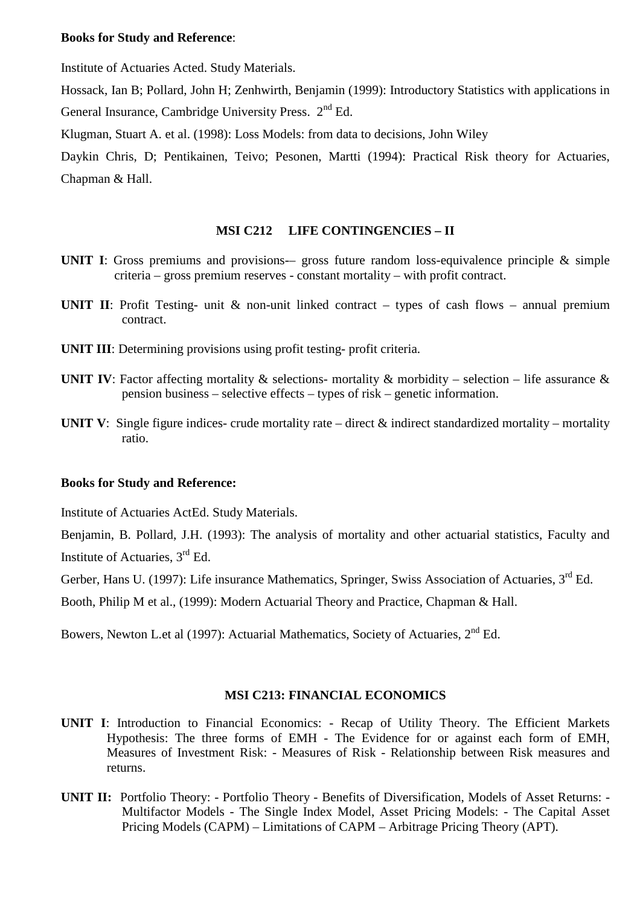**Books for Study and Reference**:

Institute of Actuaries Acted. Study Materials.

Hossack, Ian B; Pollard, John H; Zenhwirth, Benjamin (1999): Introductory Statistics with applications in General Insurance, Cambridge University Press. 2nd Ed.

Klugman, Stuart A. et al. (1998): Loss Models: from data to decisions, John Wiley

Daykin Chris, D; Pentikainen, Teivo; Pesonen, Martti (1994): Practical Risk theory for Actuaries, Chapman & Hall.

## MSI C212 LIFE CONTINGENCIES – II

**UNIT I**: Gross premiums and provisions-– gross future random loss-equivalence principle & simple criteria – gross premium reserves - constant mortality – with profit contract.

**UNIT II**: Profit Testing- unit & non-unit linked contract – types of cash flows – annual premium contract.

**UNIT III**: Determining provisions using profit testing- profit criteria.

**UNIT IV**: Factor affecting mortality & selections- mortality & morbidity – selection – life assurance & pension business – selective effects – types of risk – genetic information.

**UNIT V**: Single figure indices- crude mortality rate – direct & indirect standardized mortality – mortality ratio.

**Books for Study and Reference:**

Institute of Actuaries ActEd. Study Materials.

Benjamin, B. Pollard, J.H. (1993): The analysis of mortality and other actuarial statistics, Faculty and Institute of Actuaries, 3rd Ed.

Gerber, Hans U. (1997): Life insurance Mathematics, Springer, Swiss Association of Actuaries, 3rd Ed.

Booth, Philip M et al., (1999): Modern Actuarial Theory and Practice, Chapman & Hall.

Bowers, Newton L.et al (1997): Actuarial Mathematics, Society of Actuaries, 2nd Ed.

## MSI C213: FINANCIAL ECONOMICS

**UNIT I**: Introduction to Financial Economics: - Recap of Utility Theory. The Efficient Markets Hypothesis: The three forms of EMH - The Evidence for or against each form of EMH, Measures of Investment Risk: - Measures of Risk - Relationship between Risk measures and returns.

**UNIT II:** Portfolio Theory: - Portfolio Theory - Benefits of Diversification, Models of Asset Returns: - Multifactor Models - The Single Index Model, Asset Pricing Models: - The Capital Asset Pricing Models (CAPM) – Limitations of CAPM – Arbitrage Pricing Theory (APT).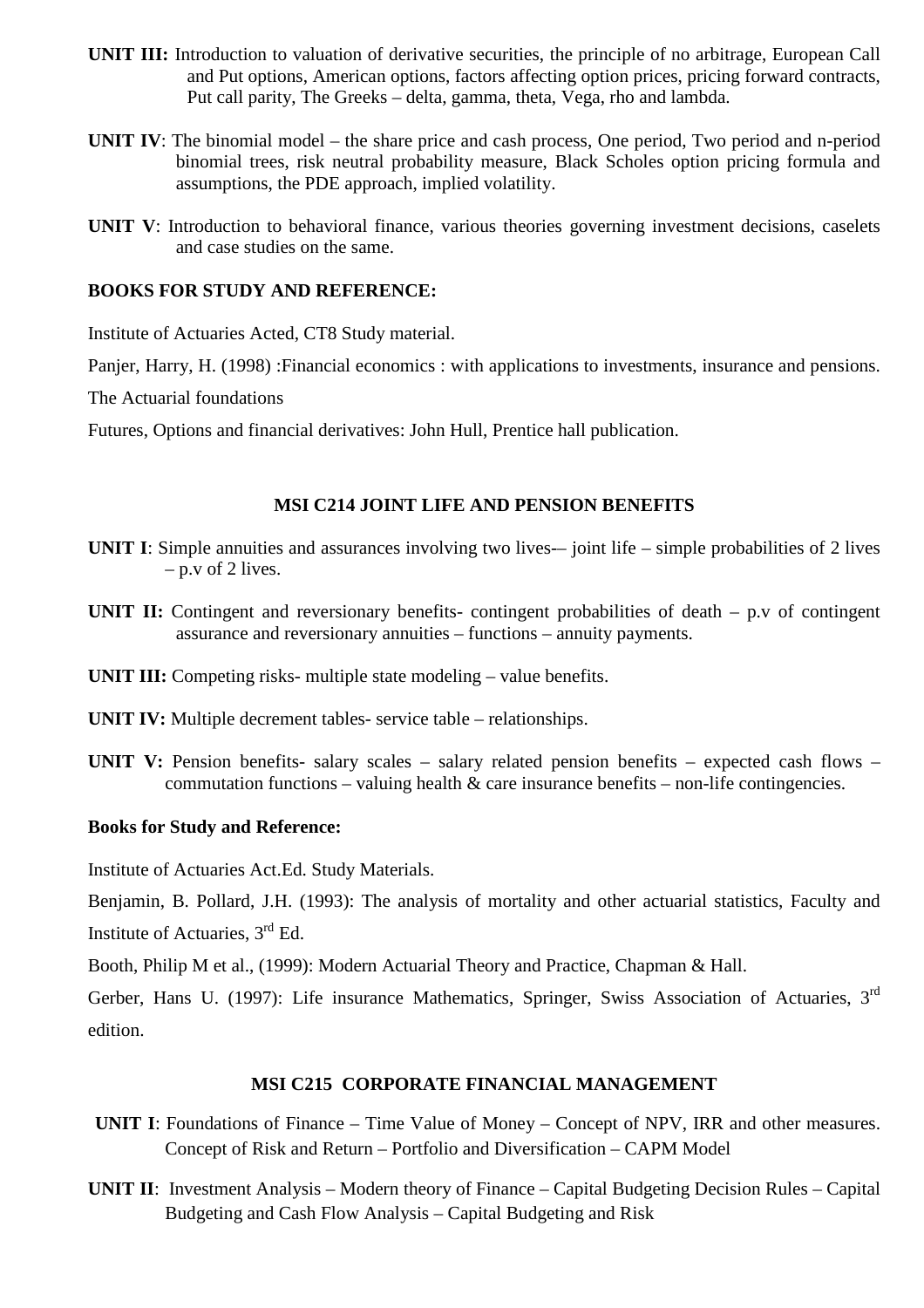**UNIT III:** Introduction to valuation of derivative securities, the principle of no arbitrage, European Call and Put options, American options, factors affecting option prices, pricing forward contracts, Put call parity, The Greeks – delta, gamma, theta, Vega, rho and lambda.

**UNIT IV**: The binomial model – the share price and cash process, One period, Two period and n-period binomial trees, risk neutral probability measure, Black Scholes option pricing formula and assumptions, the PDE approach, implied volatility.

**UNIT V**: Introduction to behavioral finance, various theories governing investment decisions, caselets and case studies on the same.

**BOOKS FOR STUDY AND REFERENCE:**

Institute of Actuaries Acted, CT8 Study material.

Panjer, Harry, H. (1998) :Financial economics : with applications to investments, insurance and pensions.

The Actuarial foundations

Futures, Options and financial derivatives: John Hull, Prentice hall publication.

### MSI C214 JOINT LIFE AND PENSION BENEFITS

**UNIT I**: Simple annuities and assurances involving two lives-– joint life – simple probabilities of 2 lives – p.v of 2 lives.

**UNIT II:** Contingent and reversionary benefits- contingent probabilities of death – p.v of contingent assurance and reversionary annuities – functions – annuity payments.

**UNIT III:** Competing risks- multiple state modeling – value benefits.

**UNIT IV:** Multiple decrement tables- service table – relationships.

**UNIT V:** Pension benefits- salary scales – salary related pension benefits – expected cash flows – commutation functions – valuing health & care insurance benefits – non-life contingencies.

**Books for Study and Reference:**

Institute of Actuaries Act.Ed. Study Materials.

Benjamin, B. Pollard, J.H. (1993): The analysis of mortality and other actuarial statistics, Faculty and Institute of Actuaries, 3rd Ed.

Booth, Philip M et al., (1999): Modern Actuarial Theory and Practice, Chapman & Hall.

Gerber, Hans U. (1997): Life insurance Mathematics, Springer, Swiss Association of Actuaries, 3rd edition.

### MSI C215 CORPORATE FINANCIAL MANAGEMENT

**UNIT I**: Foundations of Finance – Time Value of Money – Concept of NPV, IRR and other measures. Concept of Risk and Return – Portfolio and Diversification – CAPM Model

**UNIT II**: Investment Analysis – Modern theory of Finance – Capital Budgeting Decision Rules – Capital Budgeting and Cash Flow Analysis – Capital Budgeting and Risk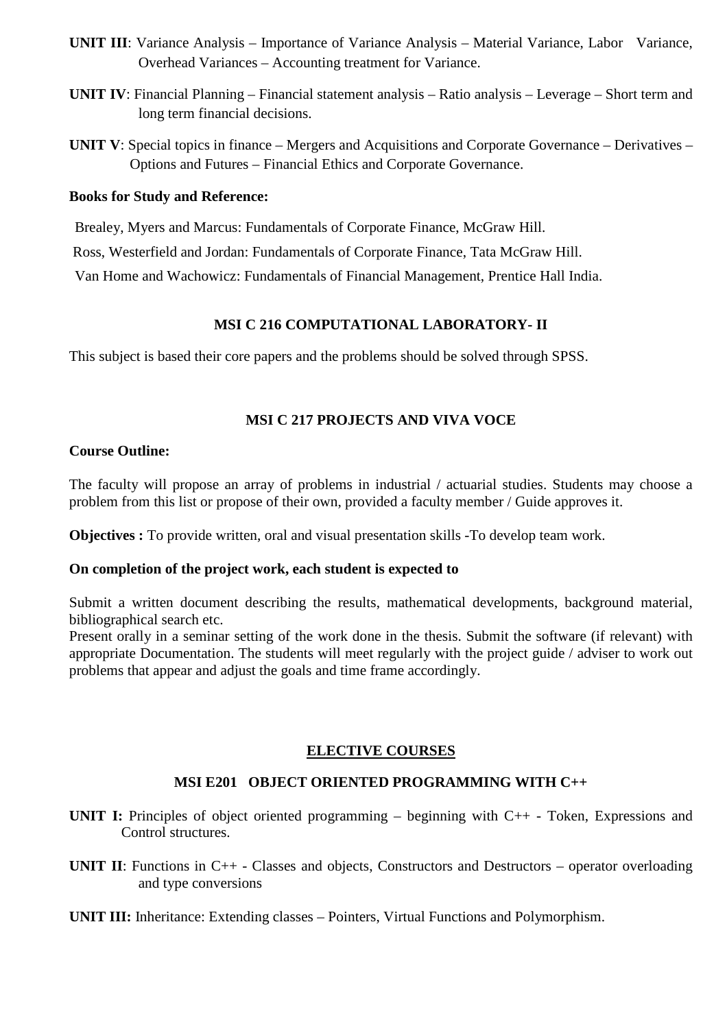**UNIT III**: Variance Analysis – Importance of Variance Analysis – Material Variance, Labor Variance, Overhead Variances – Accounting treatment for Variance.

**UNIT IV**: Financial Planning – Financial statement analysis – Ratio analysis – Leverage – Short term and long term financial decisions.

**UNIT V**: Special topics in finance – Mergers and Acquisitions and Corporate Governance – Derivatives – Options and Futures – Financial Ethics and Corporate Governance.

**Books for Study and Reference:**

Brealey, Myers and Marcus: Fundamentals of Corporate Finance, McGraw Hill.

Ross, Westerfield and Jordan: Fundamentals of Corporate Finance, Tata McGraw Hill.

Van Home and Wachowicz: Fundamentals of Financial Management, Prentice Hall India.

### MSI C 216 COMPUTATIONAL LABORATORY- II

This subject is based their core papers and the problems should be solved through SPSS.

### MSI C 217 PROJECTS AND VIVA VOCE

**Course Outline:**

The faculty will propose an array of problems in industrial / actuarial studies. Students may choose a problem from this list or propose of their own, provided a faculty member / Guide approves it.

**Objectives :** To provide written, oral and visual presentation skills -To develop team work.

**On completion of the project work, each student is expected to**

Submit a written document describing the results, mathematical developments, background material, bibliographical search etc.
Present orally in a seminar setting of the work done in the thesis. Submit the software (if relevant) with appropriate Documentation. The students will meet regularly with the project guide / adviser to work out problems that appear and adjust the goals and time frame accordingly.

## ELECTIVE COURSES

### MSI E201 OBJECT ORIENTED PROGRAMMING WITH C++

**UNIT I:** Principles of object oriented programming – beginning with C++ - Token, Expressions and Control structures.

**UNIT II**: Functions in C++ - Classes and objects, Constructors and Destructors – operator overloading and type conversions

**UNIT III:** Inheritance: Extending classes – Pointers, Virtual Functions and Polymorphism.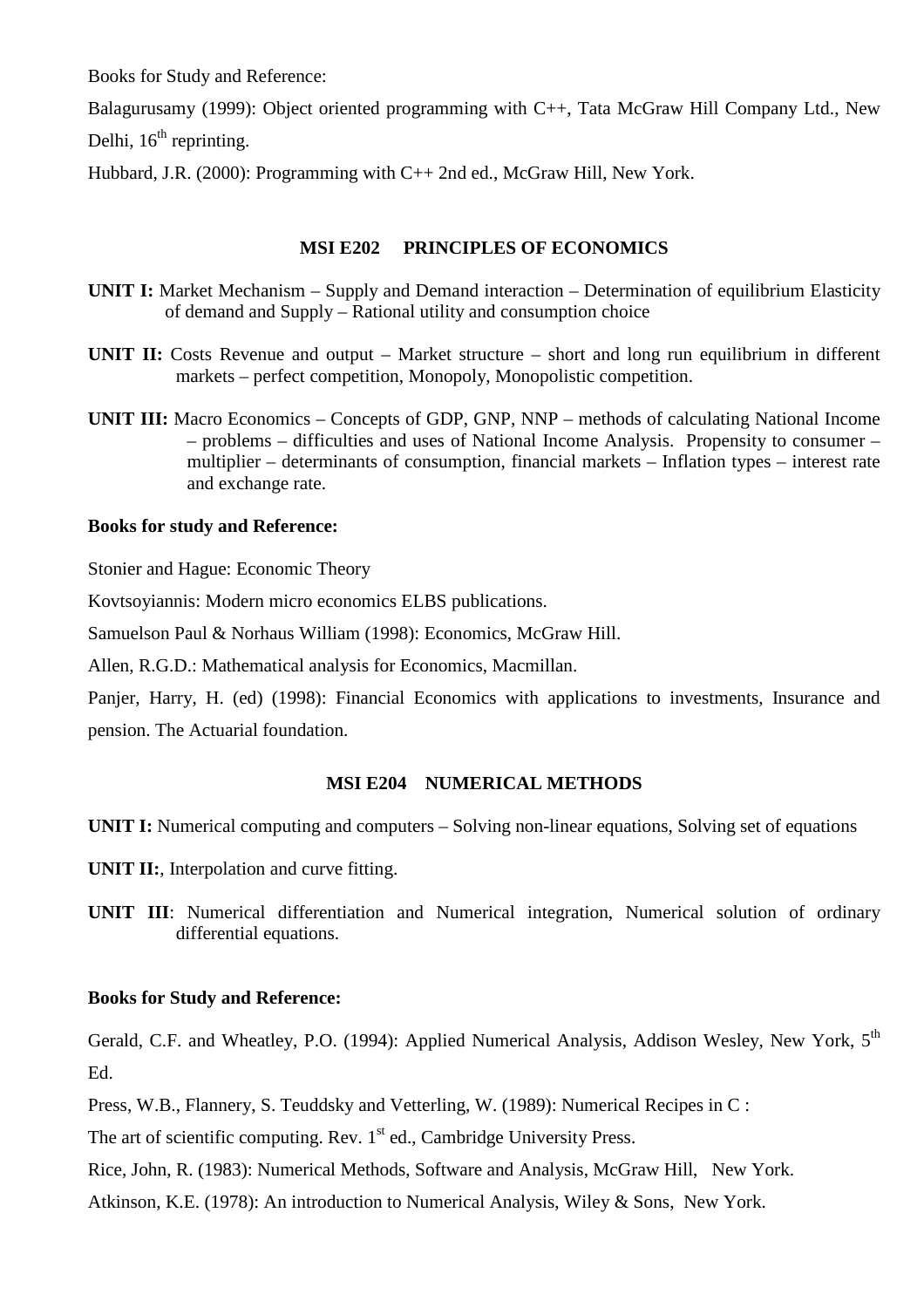Books for Study and Reference:

Balagurusamy (1999): Object oriented programming with C++, Tata McGraw Hill Company Ltd., New Delhi, 16th reprinting.

Hubbard, J.R. (2000): Programming with C++ 2nd ed., McGraw Hill, New York.

## MSI E202 PRINCIPLES OF ECONOMICS

**UNIT I:** Market Mechanism – Supply and Demand interaction – Determination of equilibrium Elasticity of demand and Supply – Rational utility and consumption choice

**UNIT II:** Costs Revenue and output – Market structure – short and long run equilibrium in different markets – perfect competition, Monopoly, Monopolistic competition.

**UNIT III:** Macro Economics – Concepts of GDP, GNP, NNP – methods of calculating National Income – problems – difficulties and uses of National Income Analysis. Propensity to consumer – multiplier – determinants of consumption, financial markets – Inflation types – interest rate and exchange rate.

**Books for study and Reference:**

Stonier and Hague: Economic Theory

Kovtsoyiannis: Modern micro economics ELBS publications.

Samuelson Paul & Norhaus William (1998): Economics, McGraw Hill.

Allen, R.G.D.: Mathematical analysis for Economics, Macmillan.

Panjer, Harry, H. (ed) (1998): Financial Economics with applications to investments, Insurance and pension. The Actuarial foundation.

## MSI E204 NUMERICAL METHODS

**UNIT I:** Numerical computing and computers – Solving non-linear equations, Solving set of equations

**UNIT II:**, Interpolation and curve fitting.

**UNIT III**: Numerical differentiation and Numerical integration, Numerical solution of ordinary differential equations.

**Books for Study and Reference:**

Gerald, C.F. and Wheatley, P.O. (1994): Applied Numerical Analysis, Addison Wesley, New York, 5th Ed.

Press, W.B., Flannery, S. Teuddsky and Vetterling, W. (1989): Numerical Recipes in C :

The art of scientific computing. Rev. 1st ed., Cambridge University Press.

Rice, John, R. (1983): Numerical Methods, Software and Analysis, McGraw Hill, New York.

Atkinson, K.E. (1978): An introduction to Numerical Analysis, Wiley & Sons, New York.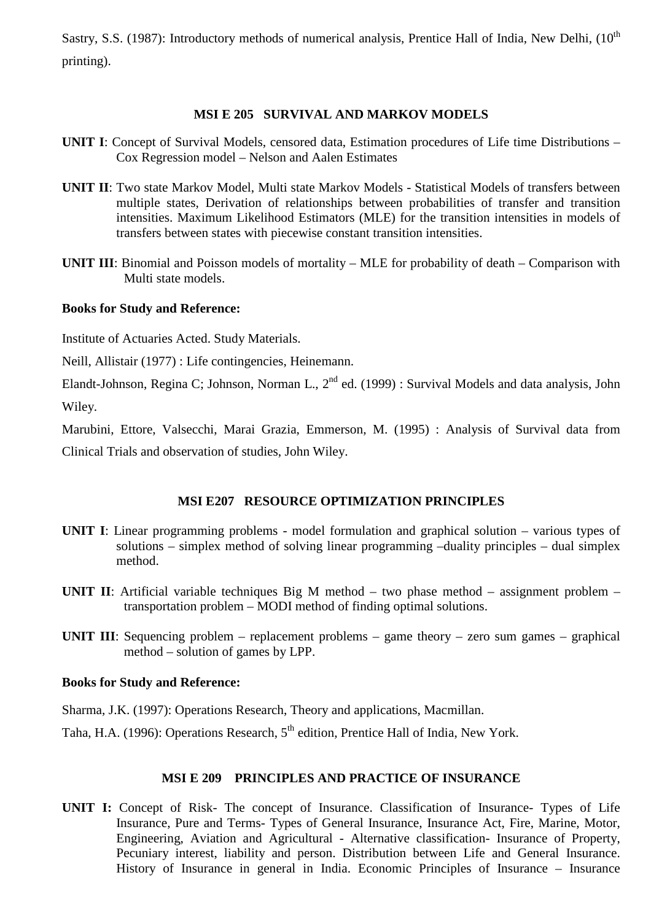Sastry, S.S. (1987): Introductory methods of numerical analysis, Prentice Hall of India, New Delhi, (10th printing).

### MSI E 205 SURVIVAL AND MARKOV MODELS

**UNIT I**: Concept of Survival Models, censored data, Estimation procedures of Life time Distributions – Cox Regression model – Nelson and Aalen Estimates

**UNIT II**: Two state Markov Model, Multi state Markov Models - Statistical Models of transfers between multiple states, Derivation of relationships between probabilities of transfer and transition intensities. Maximum Likelihood Estimators (MLE) for the transition intensities in models of transfers between states with piecewise constant transition intensities.

**UNIT III**: Binomial and Poisson models of mortality – MLE for probability of death – Comparison with Multi state models.

**Books for Study and Reference:**

Institute of Actuaries Acted. Study Materials.

Neill, Allistair (1977) : Life contingencies, Heinemann.

Elandt-Johnson, Regina C; Johnson, Norman L., 2nd ed. (1999) : Survival Models and data analysis, John Wiley.

Marubini, Ettore, Valsecchi, Marai Grazia, Emmerson, M. (1995) : Analysis of Survival data from Clinical Trials and observation of studies, John Wiley.

### MSI E207 RESOURCE OPTIMIZATION PRINCIPLES

**UNIT I**: Linear programming problems - model formulation and graphical solution – various types of solutions – simplex method of solving linear programming –duality principles – dual simplex method.

**UNIT II**: Artificial variable techniques Big M method – two phase method – assignment problem – transportation problem – MODI method of finding optimal solutions.

**UNIT III**: Sequencing problem – replacement problems – game theory – zero sum games – graphical method – solution of games by LPP.

**Books for Study and Reference:**

Sharma, J.K. (1997): Operations Research, Theory and applications, Macmillan.

Taha, H.A. (1996): Operations Research, 5th edition, Prentice Hall of India, New York.

### MSI E 209 PRINCIPLES AND PRACTICE OF INSURANCE

**UNIT I:** Concept of Risk- The concept of Insurance. Classification of Insurance- Types of Life Insurance, Pure and Terms- Types of General Insurance, Insurance Act, Fire, Marine, Motor, Engineering, Aviation and Agricultural - Alternative classification- Insurance of Property, Pecuniary interest, liability and person. Distribution between Life and General Insurance. History of Insurance in general in India. Economic Principles of Insurance – Insurance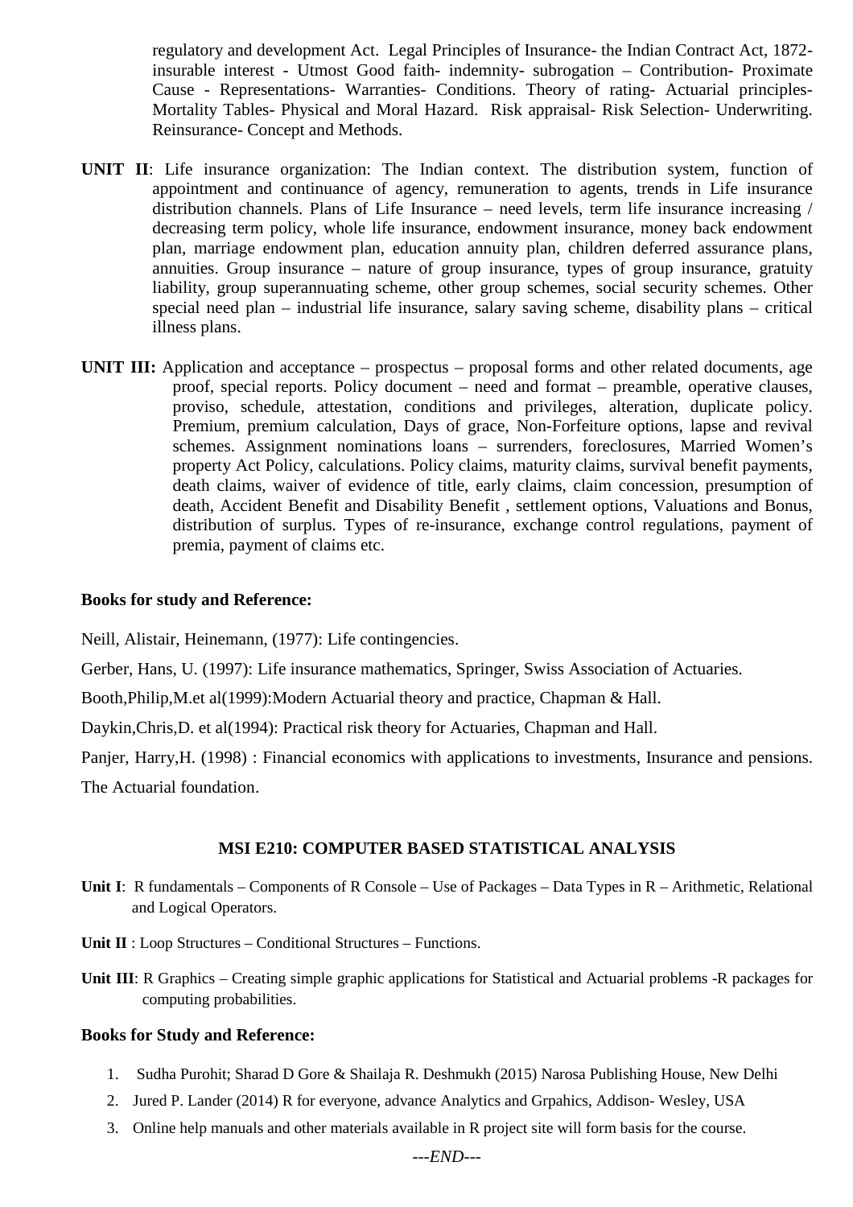regulatory and development Act. Legal Principles of Insurance- the Indian Contract Act, 1872- insurable interest - Utmost Good faith- indemnity- subrogation – Contribution- Proximate Cause - Representations- Warranties- Conditions. Theory of rating- Actuarial principles- Mortality Tables- Physical and Moral Hazard. Risk appraisal- Risk Selection- Underwriting. Reinsurance- Concept and Methods.

**UNIT II**: Life insurance organization: The Indian context. The distribution system, function of appointment and continuance of agency, remuneration to agents, trends in Life insurance distribution channels. Plans of Life Insurance – need levels, term life insurance increasing / decreasing term policy, whole life insurance, endowment insurance, money back endowment plan, marriage endowment plan, education annuity plan, children deferred assurance plans, annuities. Group insurance – nature of group insurance, types of group insurance, gratuity liability, group superannuating scheme, other group schemes, social security schemes. Other special need plan – industrial life insurance, salary saving scheme, disability plans – critical illness plans.

**UNIT III:** Application and acceptance – prospectus – proposal forms and other related documents, age proof, special reports. Policy document – need and format – preamble, operative clauses, proviso, schedule, attestation, conditions and privileges, alteration, duplicate policy. Premium, premium calculation, Days of grace, Non-Forfeiture options, lapse and revival schemes. Assignment nominations loans – surrenders, foreclosures, Married Women's property Act Policy, calculations. Policy claims, maturity claims, survival benefit payments, death claims, waiver of evidence of title, early claims, claim concession, presumption of death, Accident Benefit and Disability Benefit , settlement options, Valuations and Bonus, distribution of surplus. Types of re-insurance, exchange control regulations, payment of premia, payment of claims etc.

**Books for study and Reference:**

Neill, Alistair, Heinemann, (1977): Life contingencies.

Gerber, Hans, U. (1997): Life insurance mathematics, Springer, Swiss Association of Actuaries.

Booth,Philip,M.et al(1999):Modern Actuarial theory and practice, Chapman & Hall.

Daykin,Chris,D. et al(1994): Practical risk theory for Actuaries, Chapman and Hall.

Panjer, Harry,H. (1998) : Financial economics with applications to investments, Insurance and pensions. The Actuarial foundation.

## MSI E210: COMPUTER BASED STATISTICAL ANALYSIS

**Unit I**: R fundamentals – Components of R Console – Use of Packages – Data Types in R – Arithmetic, Relational and Logical Operators.

**Unit II** : Loop Structures – Conditional Structures – Functions.

**Unit III**: R Graphics – Creating simple graphic applications for Statistical and Actuarial problems -R packages for computing probabilities.

**Books for Study and Reference:**

1. Sudha Purohit; Sharad D Gore & Shailaja R. Deshmukh (2015) Narosa Publishing House, New Delhi
2. Jured P. Lander (2014) R for everyone, advance Analytics and Grpahics, Addison- Wesley, USA
3. Online help manuals and other materials available in R project site will form basis for the course.

*---END---*